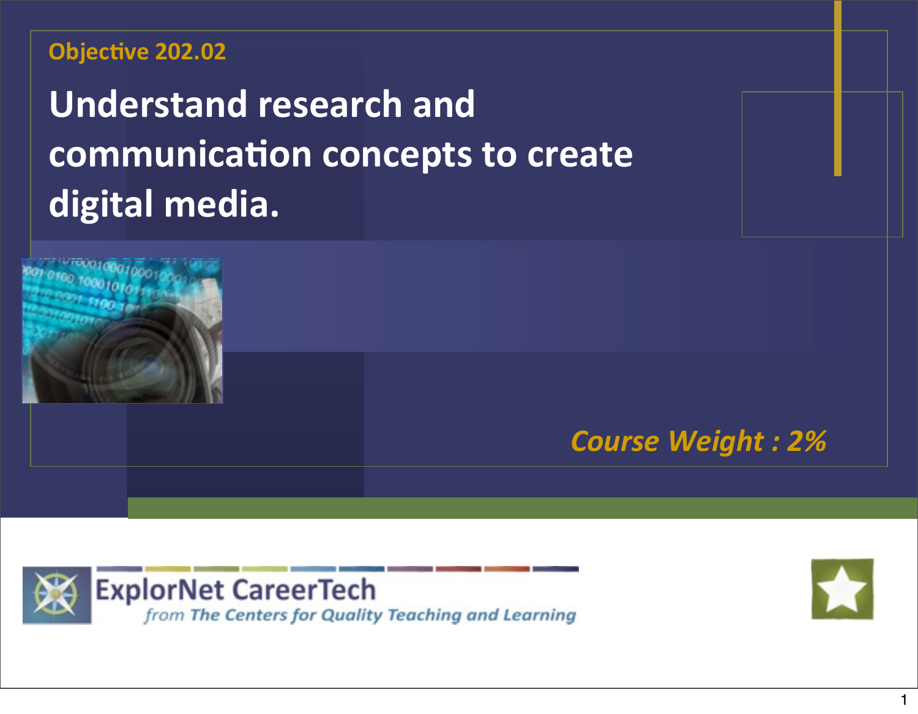Objective 202.02

# Understand research and communication concepts to create digital media.

*Course Weight : 2%*

ExplorNet CareerTech

*from The Centers for Quality Teaching and Learning*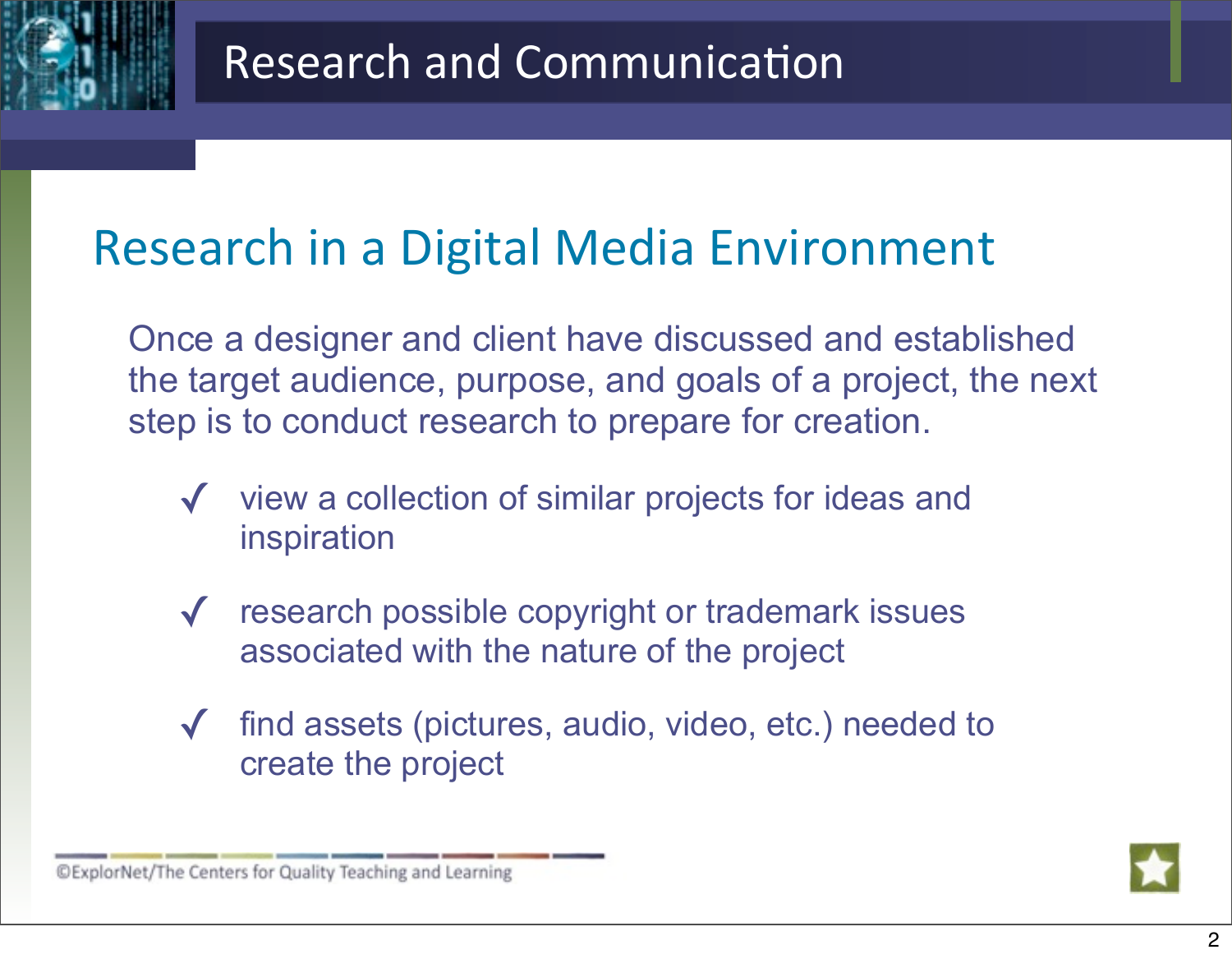# Research and Communication

## Research in a Digital Media Environment

Once a designer and client have discussed and established the target audience, purpose, and goals of a project, the next step is to conduct research to prepare for creation.

- ✓ view a collection of similar projects for ideas and inspiration
- ✓ research possible copyright or trademark issues associated with the nature of the project
- ✓ find assets (pictures, audio, video, etc.) needed to create the project

©ExplorNet/The Centers for Quality Teaching and Learning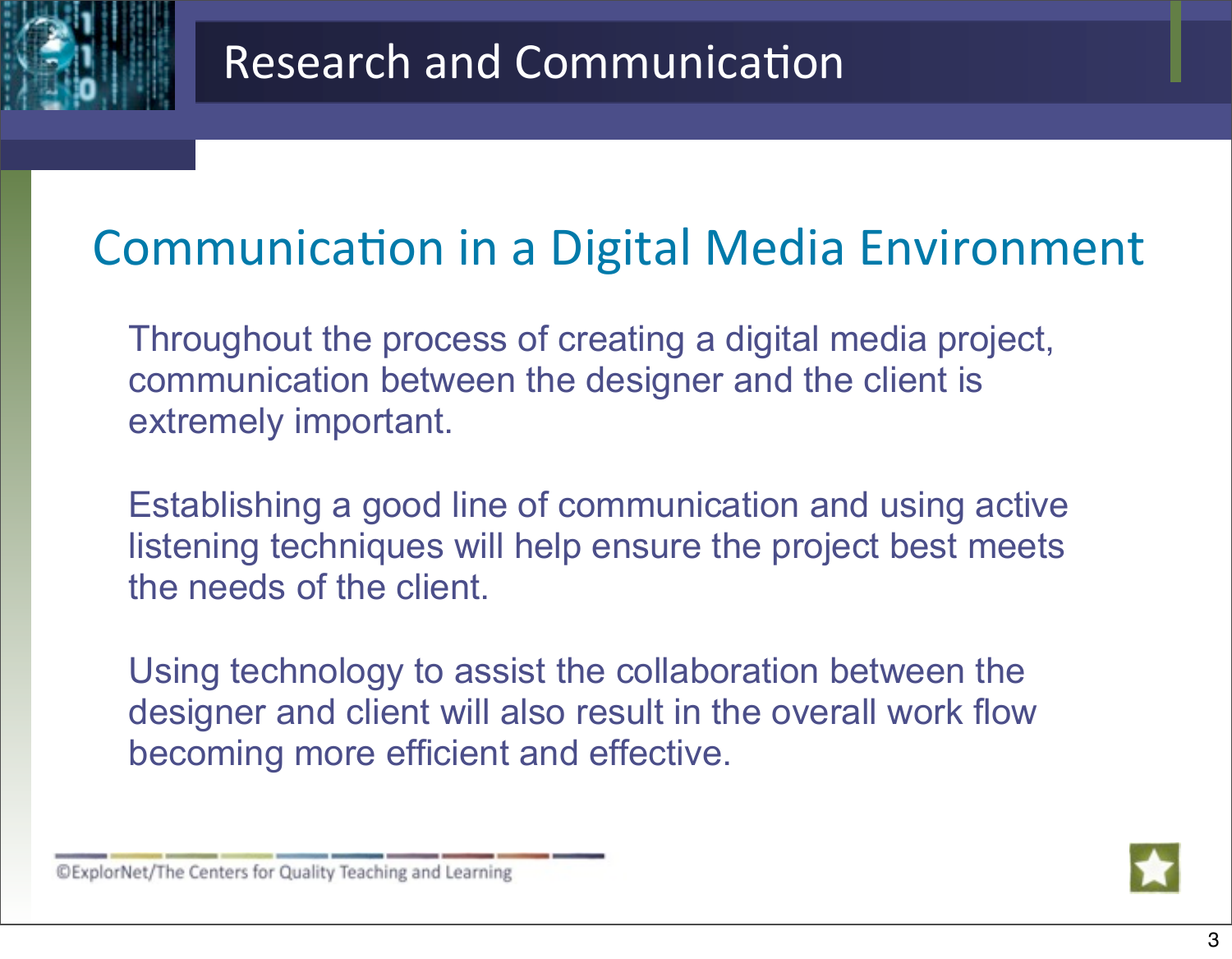# Research and Communication

## Communication in a Digital Media Environment

Throughout the process of creating a digital media project, communication between the designer and the client is extremely important.

Establishing a good line of communication and using active listening techniques will help ensure the project best meets the needs of the client.

Using technology to assist the collaboration between the designer and client will also result in the overall work flow becoming more efficient and effective.

©ExplorNet/The Centers for Quality Teaching and Learning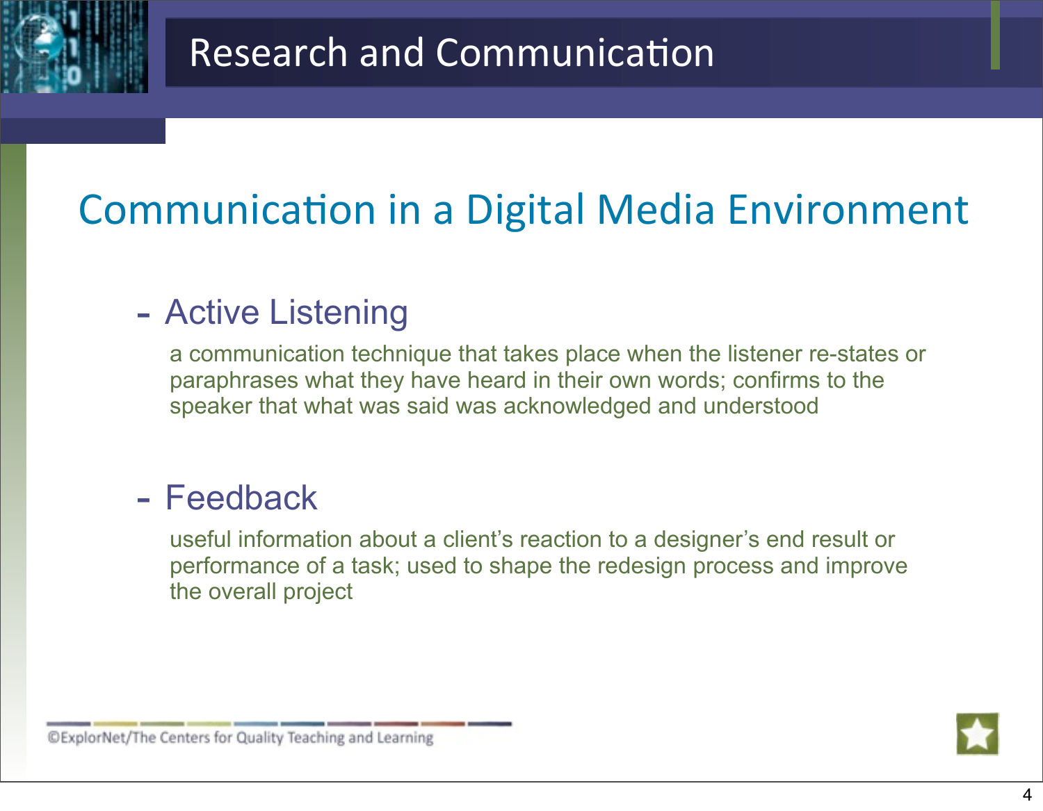# Research and Communication

## Communication in a Digital Media Environment

- **Active Listening**

  a communication technique that takes place when the listener re-states or paraphrases what they have heard in their own words; confirms to the speaker that what was said was acknowledged and understood

- **Feedback**

  useful information about a client's reaction to a designer's end result or performance of a task; used to shape the redesign process and improve the overall project

©ExplorNet/The Centers for Quality Teaching and Learning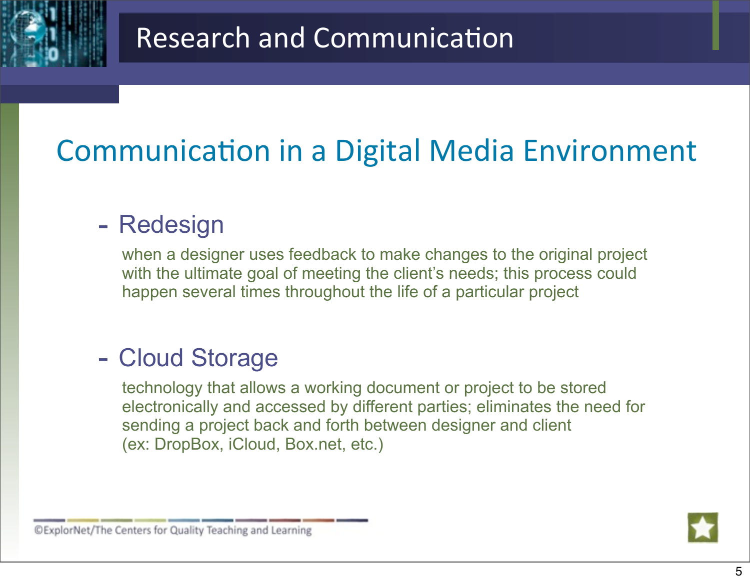# Research and Communication

## Communication in a Digital Media Environment

- **Redesign**

  when a designer uses feedback to make changes to the original project with the ultimate goal of meeting the client's needs; this process could happen several times throughout the life of a particular project

- **Cloud Storage**

  technology that allows a working document or project to be stored electronically and accessed by different parties; eliminates the need for sending a project back and forth between designer and client (ex: DropBox, iCloud, Box.net, etc.)

©ExplorNet/The Centers for Quality Teaching and Learning